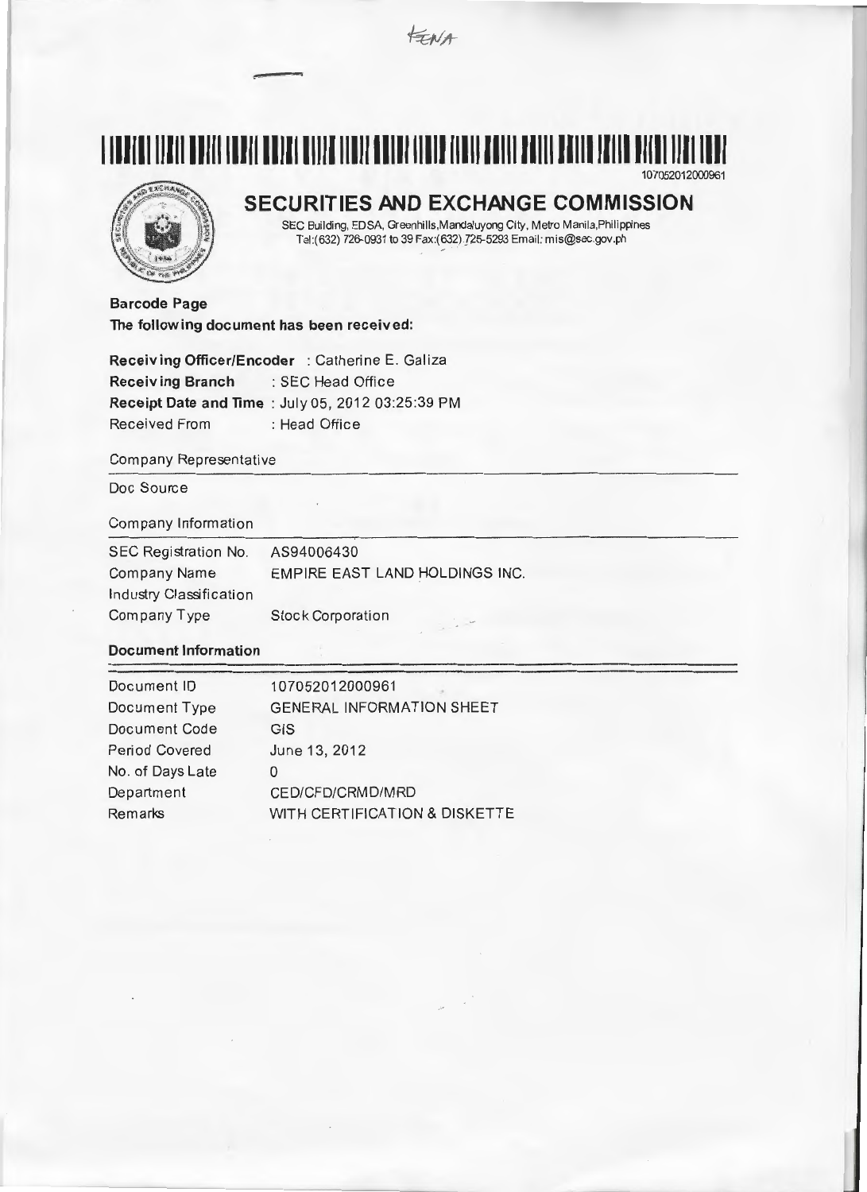FENA

107052012000961

# SECURITIES AND EXCHANGE COMMISSION

SEC Building, EDSA, Greenhills, Mandaluyong City, Metro Manila, Philippines
Tel:(632) 726-0931 to 39 Fax:(632) 725-5293 Email: mis@sec.gov.ph

**Barcode Page**

**The following document has been received:**

**Receiving Officer/Encoder** : Catherine E. Galiza
**Receiving Branch** : SEC Head Office
**Receipt Date and Time** : July 05, 2012 03:25:39 PM
Received From : Head Office

Company Representative

Doc Source

Company Information

| | |
|---|---|
| SEC Registration No. | AS94006430 |
| Company Name | EMPIRE EAST LAND HOLDINGS INC. |
| Industry Classification | |
| Company Type | Stock Corporation |

**Document Information**

| | |
|---|---|
| Document ID | 107052012000961 |
| Document Type | GENERAL INFORMATION SHEET |
| Document Code | GIS |
| Period Covered | June 13, 2012 |
| No. of Days Late | 0 |
| Department | CED/CFD/CRMD/MRD |
| Remarks | WITH CERTIFICATION & DISKETTE |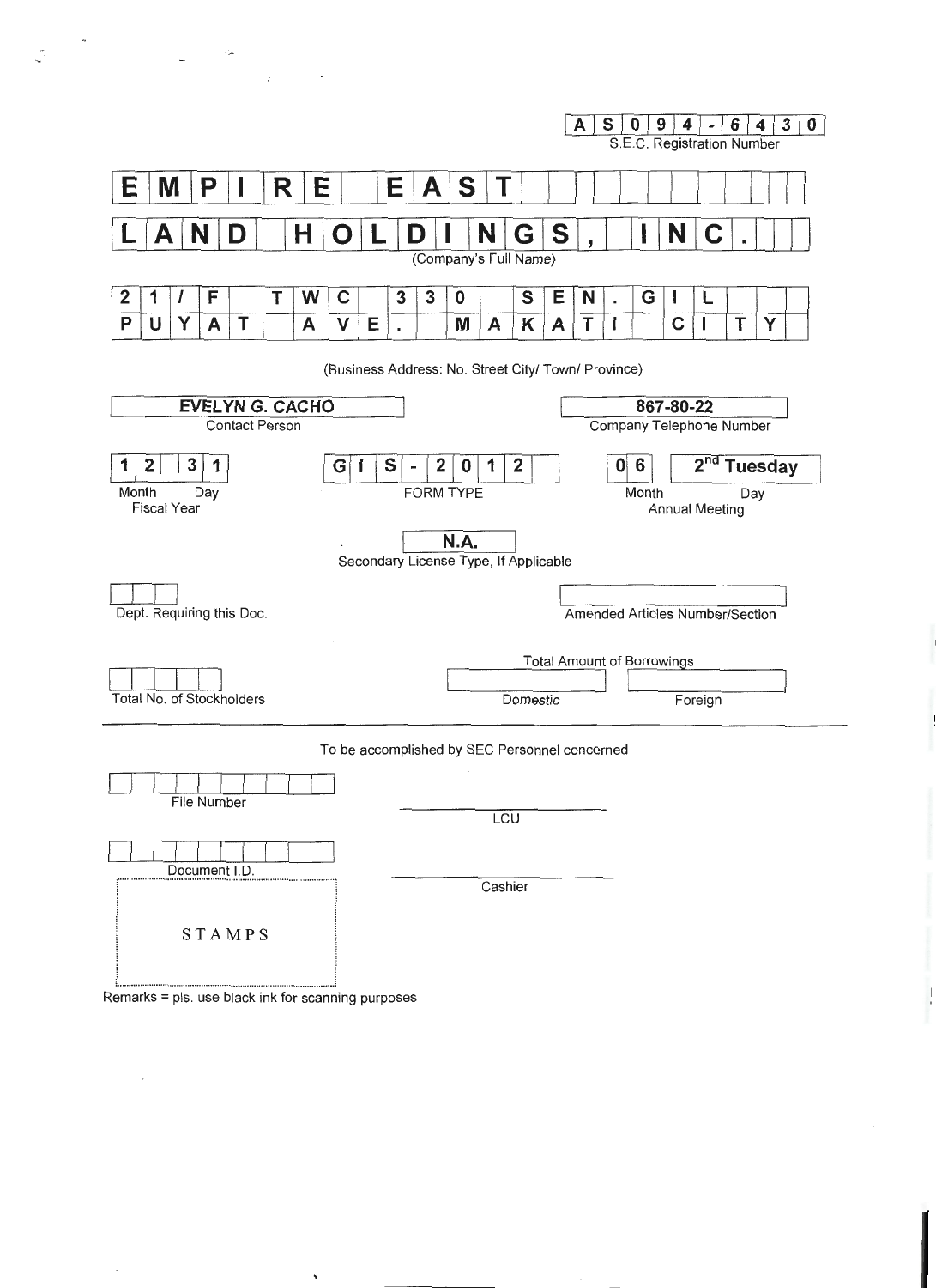AS094-6430

S.E.C. Registration Number

**EMPIRE EAST LAND HOLDINGS, INC.**

(Company's Full Name)

**21/F TWC 330 SEN. GIL PUYAT AVE. MAKATI CITY**

(Business Address: No. Street City/ Town/ Province)

| **EVELYN G. CACHO** | **867-80-22** |
|---|---|
| Contact Person | Company Telephone Number |

| **12 31** | **GIS-2012** | **06** | **2nd Tuesday** |
|---|---|---|---|
| Month Day<br>Fiscal Year | FORM TYPE | Month | Day<br>Annual Meeting |

**N.A.**

Secondary License Type, If Applicable

Dept. Requiring this Doc.

Amended Articles Number/Section

Total Amount of Borrowings

Total No. of Stockholders

Domestic

Foreign

To be accomplished by SEC Personnel concerned

File Number

LCU

Document I.D.

Cashier

STAMPS

Remarks = pls. use black ink for scanning purposes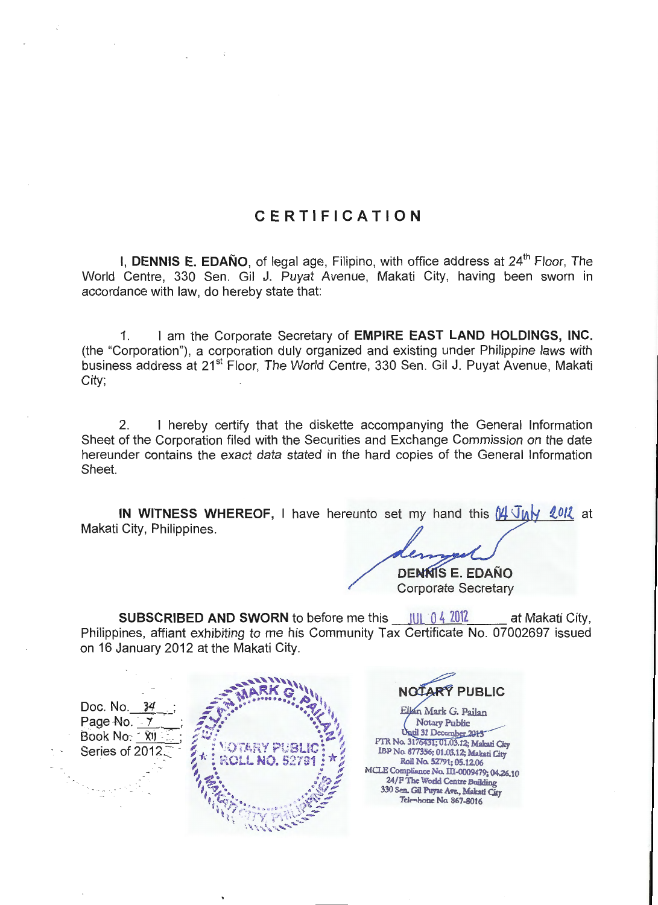# CERTIFICATION

I, **DENNIS E. EDAÑO**, of legal age, Filipino, with office address at 24th Floor, The World Centre, 330 Sen. Gil J. Puyat Avenue, Makati City, having been sworn in accordance with law, do hereby state that:

1. I am the Corporate Secretary of **EMPIRE EAST LAND HOLDINGS, INC.** (the "Corporation"), a corporation duly organized and existing under Philippine laws with business address at 21st Floor, The World Centre, 330 Sen. Gil J. Puyat Avenue, Makati City;

2. I hereby certify that the diskette accompanying the General Information Sheet of the Corporation filed with the Securities and Exchange Commission on the date hereunder contains the exact data stated in the hard copies of the General Information Sheet.

**IN WITNESS WHEREOF,** I have hereunto set my hand this 04 JULY 2012 at Makati City, Philippines.

**DENNIS E. EDAÑO**
Corporate Secretary

**SUBSCRIBED AND SWORN** to before me this JUL 04 2012 at Makati City, Philippines, affiant exhibiting to me his Community Tax Certificate No. 07002697 issued on 16 January 2012 at the Makati City.

Doc. No. 34;
Page No. 7;
Book No. XII;
Series of 2012.

ELLAN MARK G. PAILAN
NOTARY PUBLIC
ROLL NO. 52791
MAKATI CITY PHILIPPINES

**NOTARY PUBLIC**
Ellan Mark G. Pailan
Notary Public
Until 31 December 2013
PTR No. 3176431; 01.03.12; Makati City
IBP No. 877356; 01.03.12; Makati City
Roll No. 52791; 05.12.06
MCLE Compliance No. III-0009479; 04.26.10
24/F The World Centre Building
330 Sen. Gil Puyat Ave., Makati City
Telephone No. 867-8016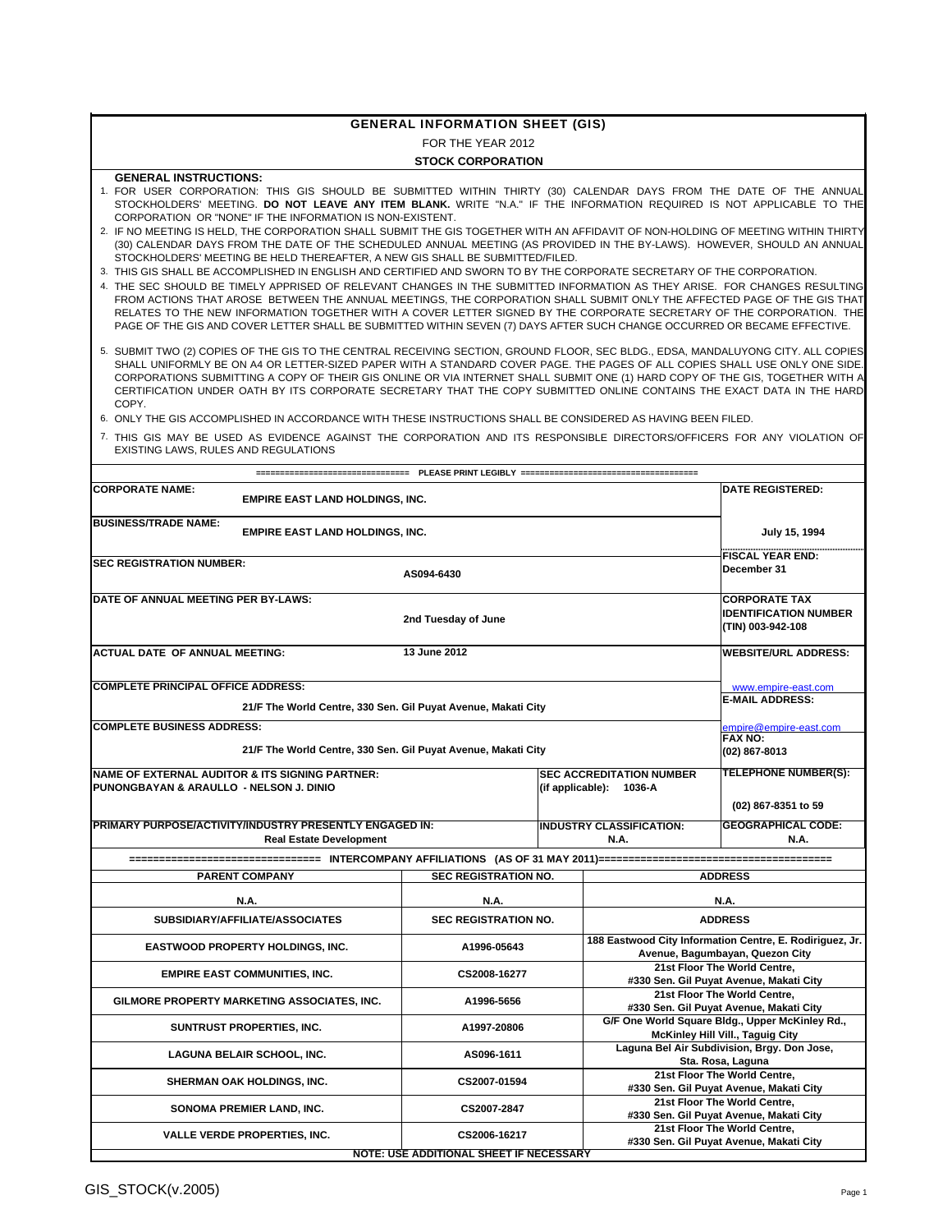# GENERAL INFORMATION SHEET (GIS)

FOR THE YEAR 2012

**STOCK CORPORATION**

**GENERAL INSTRUCTIONS:**

1. FOR USER CORPORATION: THIS GIS SHOULD BE SUBMITTED WITHIN THIRTY (30) CALENDAR DAYS FROM THE DATE OF THE ANNUAL STOCKHOLDERS' MEETING. **DO NOT LEAVE ANY ITEM BLANK.** WRITE "N.A." IF THE INFORMATION REQUIRED IS NOT APPLICABLE TO THE CORPORATION OR "NONE" IF THE INFORMATION IS NON-EXISTENT.
2. IF NO MEETING IS HELD, THE CORPORATION SHALL SUBMIT THE GIS TOGETHER WITH AN AFFIDAVIT OF NON-HOLDING OF MEETING WITHIN THIRTY (30) CALENDAR DAYS FROM THE DATE OF THE SCHEDULED ANNUAL MEETING (AS PROVIDED IN THE BY-LAWS). HOWEVER, SHOULD AN ANNUAL STOCKHOLDERS' MEETING BE HELD THEREAFTER, A NEW GIS SHALL BE SUBMITTED/FILED.
3. THIS GIS SHALL BE ACCOMPLISHED IN ENGLISH AND CERTIFIED AND SWORN TO BY THE CORPORATE SECRETARY OF THE CORPORATION.
4. THE SEC SHOULD BE TIMELY APPRISED OF RELEVANT CHANGES IN THE SUBMITTED INFORMATION AS THEY ARISE. FOR CHANGES RESULTING FROM ACTIONS THAT AROSE BETWEEN THE ANNUAL MEETINGS, THE CORPORATION SHALL SUBMIT ONLY THE AFFECTED PAGE OF THE GIS THAT RELATES TO THE NEW INFORMATION TOGETHER WITH A COVER LETTER SIGNED BY THE CORPORATE SECRETARY OF THE CORPORATION. THE PAGE OF THE GIS AND COVER LETTER SHALL BE SUBMITTED WITHIN SEVEN (7) DAYS AFTER SUCH CHANGE OCCURRED OR BECAME EFFECTIVE.
5. SUBMIT TWO (2) COPIES OF THE GIS TO THE CENTRAL RECEIVING SECTION, GROUND FLOOR, SEC BLDG., EDSA, MANDALUYONG CITY. ALL COPIES SHALL UNIFORMLY BE ON A4 OR LETTER-SIZED PAPER WITH A STANDARD COVER PAGE. THE PAGES OF ALL COPIES SHALL USE ONLY ONE SIDE. CORPORATIONS SUBMITTING A COPY OF THEIR GIS ONLINE OR VIA INTERNET SHALL SUBMIT ONE (1) HARD COPY OF THE GIS, TOGETHER WITH A CERTIFICATION UNDER OATH BY ITS CORPORATE SECRETARY THAT THE COPY SUBMITTED ONLINE CONTAINS THE EXACT DATA IN THE HARD COPY.
6. ONLY THE GIS ACCOMPLISHED IN ACCORDANCE WITH THESE INSTRUCTIONS SHALL BE CONSIDERED AS HAVING BEEN FILED.
7. THIS GIS MAY BE USED AS EVIDENCE AGAINST THE CORPORATION AND ITS RESPONSIBLE DIRECTORS/OFFICERS FOR ANY VIOLATION OF EXISTING LAWS, RULES AND REGULATIONS

============================== PLEASE PRINT LEGIBLY ==============================

| | | |
|---|---|---|
| **CORPORATE NAME:** EMPIRE EAST LAND HOLDINGS, INC. | | **DATE REGISTERED:** |
| **BUSINESS/TRADE NAME:** EMPIRE EAST LAND HOLDINGS, INC. | | July 15, 1994 |
| **SEC REGISTRATION NUMBER:** AS094-6430 | | **FISCAL YEAR END:** December 31 |
| **DATE OF ANNUAL MEETING PER BY-LAWS:** 2nd Tuesday of June | | **CORPORATE TAX IDENTIFICATION NUMBER (TIN)** 003-942-108 |
| **ACTUAL DATE OF ANNUAL MEETING:** 13 June 2012 | | **WEBSITE/URL ADDRESS:** www.empire-east.com |
| **COMPLETE PRINCIPAL OFFICE ADDRESS:** 21/F The World Centre, 330 Sen. Gil Puyat Avenue, Makati City | | **E-MAIL ADDRESS:** empire@empire-east.com |
| **COMPLETE BUSINESS ADDRESS:** 21/F The World Centre, 330 Sen. Gil Puyat Avenue, Makati City | | **FAX NO:** (02) 867-8013 |
| **NAME OF EXTERNAL AUDITOR & ITS SIGNING PARTNER:** PUNONGBAYAN & ARAULLO - NELSON J. DINIO | **SEC ACCREDITATION NUMBER (if applicable):** 1036-A | **TELEPHONE NUMBER(S):** (02) 867-8351 to 59 |
| **PRIMARY PURPOSE/ACTIVITY/INDUSTRY PRESENTLY ENGAGED IN:** Real Estate Development | **INDUSTRY CLASSIFICATION:** N.A. | **GEOGRAPHICAL CODE:** N.A. |

============================== INTERCOMPANY AFFILIATIONS (AS OF 31 MAY 2011) ==============================

| PARENT COMPANY | SEC REGISTRATION NO. | ADDRESS |
|---|---|---|
| N.A. | N.A. | N.A. |
| **SUBSIDIARY/AFFILIATE/ASSOCIATES** | **SEC REGISTRATION NO.** | **ADDRESS** |
| EASTWOOD PROPERTY HOLDINGS, INC. | A1996-05643 | 188 Eastwood City Information Centre, E. Rodiriguez, Jr. Avenue, Bagumbayan, Quezon City |
| EMPIRE EAST COMMUNITIES, INC. | CS2008-16277 | 21st Floor The World Centre, #330 Sen. Gil Puyat Avenue, Makati City |
| GILMORE PROPERTY MARKETING ASSOCIATES, INC. | A1996-5656 | 21st Floor The World Centre, #330 Sen. Gil Puyat Avenue, Makati City |
| SUNTRUST PROPERTIES, INC. | A1997-20806 | G/F One World Square Bldg., Upper McKinley Rd., McKinley Hill Vill., Taguig City |
| LAGUNA BELAIR SCHOOL, INC. | AS096-1611 | Laguna Bel Air Subdivision, Brgy. Don Jose, Sta. Rosa, Laguna |
| SHERMAN OAK HOLDINGS, INC. | CS2007-01594 | 21st Floor The World Centre, #330 Sen. Gil Puyat Avenue, Makati City |
| SONOMA PREMIER LAND, INC. | CS2007-2847 | 21st Floor The World Centre, #330 Sen. Gil Puyat Avenue, Makati City |
| VALLE VERDE PROPERTIES, INC. | CS2006-16217 | 21st Floor The World Centre, #330 Sen. Gil Puyat Avenue, Makati City |

**NOTE: USE ADDITIONAL SHEET IF NECESSARY**

GIS_STOCK(v.2005)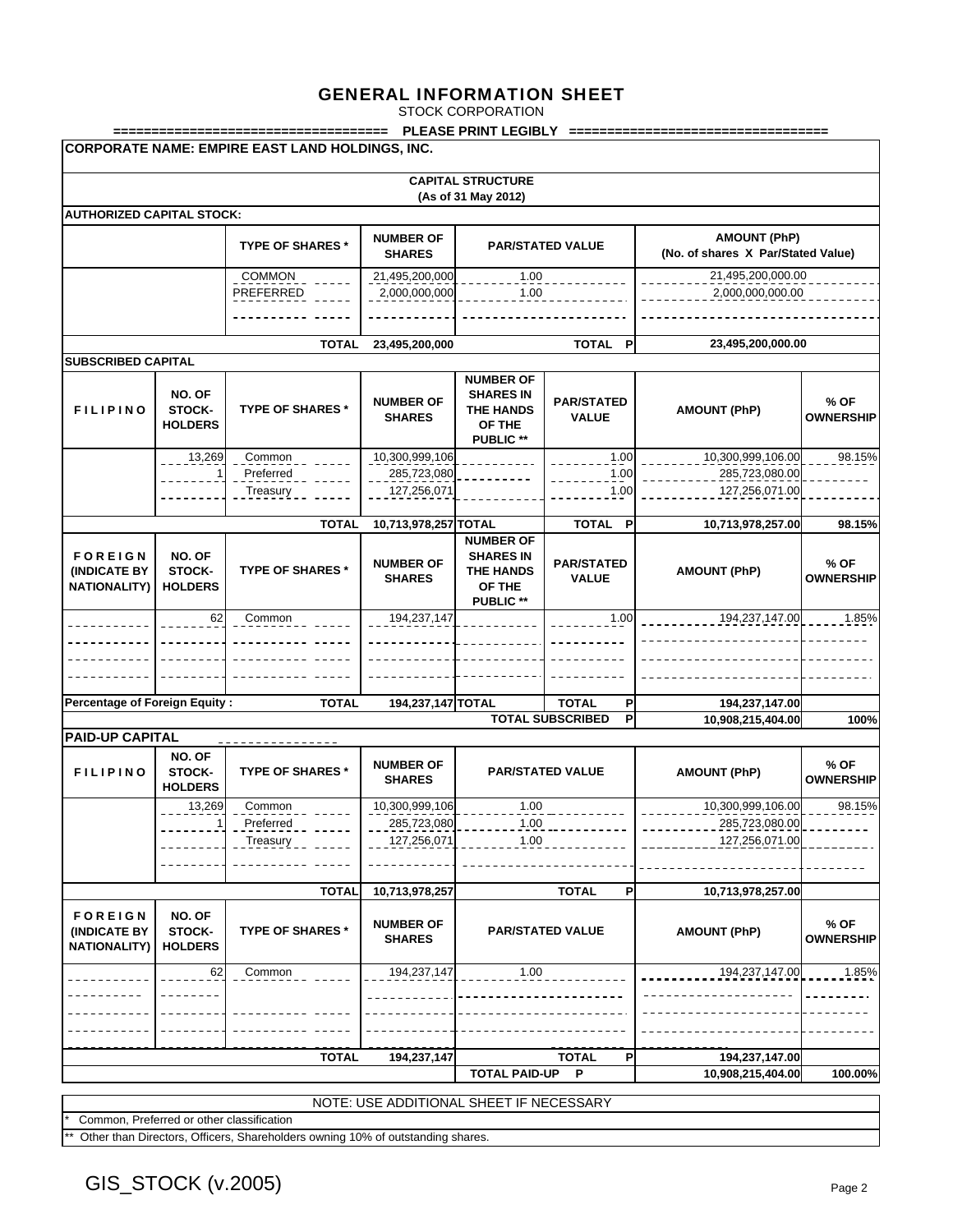# GENERAL INFORMATION SHEET

STOCK CORPORATION

=================================== PLEASE PRINT LEGIBLY =================================

**CORPORATE NAME: EMPIRE EAST LAND HOLDINGS, INC.**

**CAPITAL STRUCTURE**
**(As of 31 May 2012)**

**AUTHORIZED CAPITAL STOCK:**

| | TYPE OF SHARES * | NUMBER OF SHARES | PAR/STATED VALUE | AMOUNT (PhP) (No. of shares X Par/Stated Value) |
|---|---|---|---|---|
| | COMMON | 21,495,200,000 | 1.00 | 21,495,200,000.00 |
| | PREFERRED | 2,000,000,000 | 1.00 | 2,000,000,000.00 |
| | | | | |
| | **TOTAL** | **23,495,200,000** | **TOTAL P** | **23,495,200,000.00** |

**SUBSCRIBED CAPITAL**

| FILIPINO | NO. OF STOCK-HOLDERS | TYPE OF SHARES * | NUMBER OF SHARES | NUMBER OF SHARES IN THE HANDS OF THE PUBLIC ** | PAR/STATED VALUE | AMOUNT (PhP) | % OF OWNERSHIP |
|---|---|---|---|---|---|---|---|
| | 13,269 | Common | 10,300,999,106 | | 1.00 | 10,300,999,106.00 | 98.15% |
| | 1 | Preferred | 285,723,080 | | 1.00 | 285,723,080.00 | |
| | | Treasury | 127,256,071 | | 1.00 | 127,256,071.00 | |
| | | **TOTAL** | **10,713,978,257** | **TOTAL** | **TOTAL P** | **10,713,978,257.00** | **98.15%** |

| FOREIGN (INDICATE BY NATIONALITY) | NO. OF STOCK-HOLDERS | TYPE OF SHARES * | NUMBER OF SHARES | NUMBER OF SHARES IN THE HANDS OF THE PUBLIC ** | PAR/STATED VALUE | AMOUNT (PhP) | % OF OWNERSHIP |
|---|---|---|---|---|---|---|---|
| | 62 | Common | 194,237,147 | | 1.00 | 194,237,147.00 | 1.85% |
| | | | | | | | |
| | | | | | | | |
| | | | | | | | |
| **Percentage of Foreign Equity :** | | **TOTAL** | **194,237,147** | **TOTAL** | **TOTAL P** | **194,237,147.00** | |
| | | | | | **TOTAL SUBSCRIBED P** | **10,908,215,404.00** | **100%** |

**PAID-UP CAPITAL**

| FILIPINO | NO. OF STOCK-HOLDERS | TYPE OF SHARES * | NUMBER OF SHARES | PAR/STATED VALUE | AMOUNT (PhP) | % OF OWNERSHIP |
|---|---|---|---|---|---|---|
| | 13,269 | Common | 10,300,999,106 | 1.00 | 10,300,999,106.00 | 98.15% |
| | 1 | Preferred | 285,723,080 | 1.00 | 285,723,080.00 | |
| | | Treasury | 127,256,071 | 1.00 | 127,256,071.00 | |
| | | | | | | |
| | | **TOTAL** | **10,713,978,257** | **TOTAL P** | **10,713,978,257.00** | |

| FOREIGN (INDICATE BY NATIONALITY) | NO. OF STOCK-HOLDERS | TYPE OF SHARES * | NUMBER OF SHARES | PAR/STATED VALUE | AMOUNT (PhP) | % OF OWNERSHIP |
|---|---|---|---|---|---|---|
| | 62 | Common | 194,237,147 | 1.00 | 194,237,147.00 | 1.85% |
| | | | | | | |
| | | | | | | |
| | | | | | | |
| | | **TOTAL** | **194,237,147** | **TOTAL P** | **194,237,147.00** | |
| | | | | **TOTAL PAID-UP P** | **10,908,215,404.00** | **100.00%** |

NOTE: USE ADDITIONAL SHEET IF NECESSARY

\* Common, Preferred or other classification

** Other than Directors, Officers, Shareholders owning 10% of outstanding shares.

GIS_STOCK (v.2005)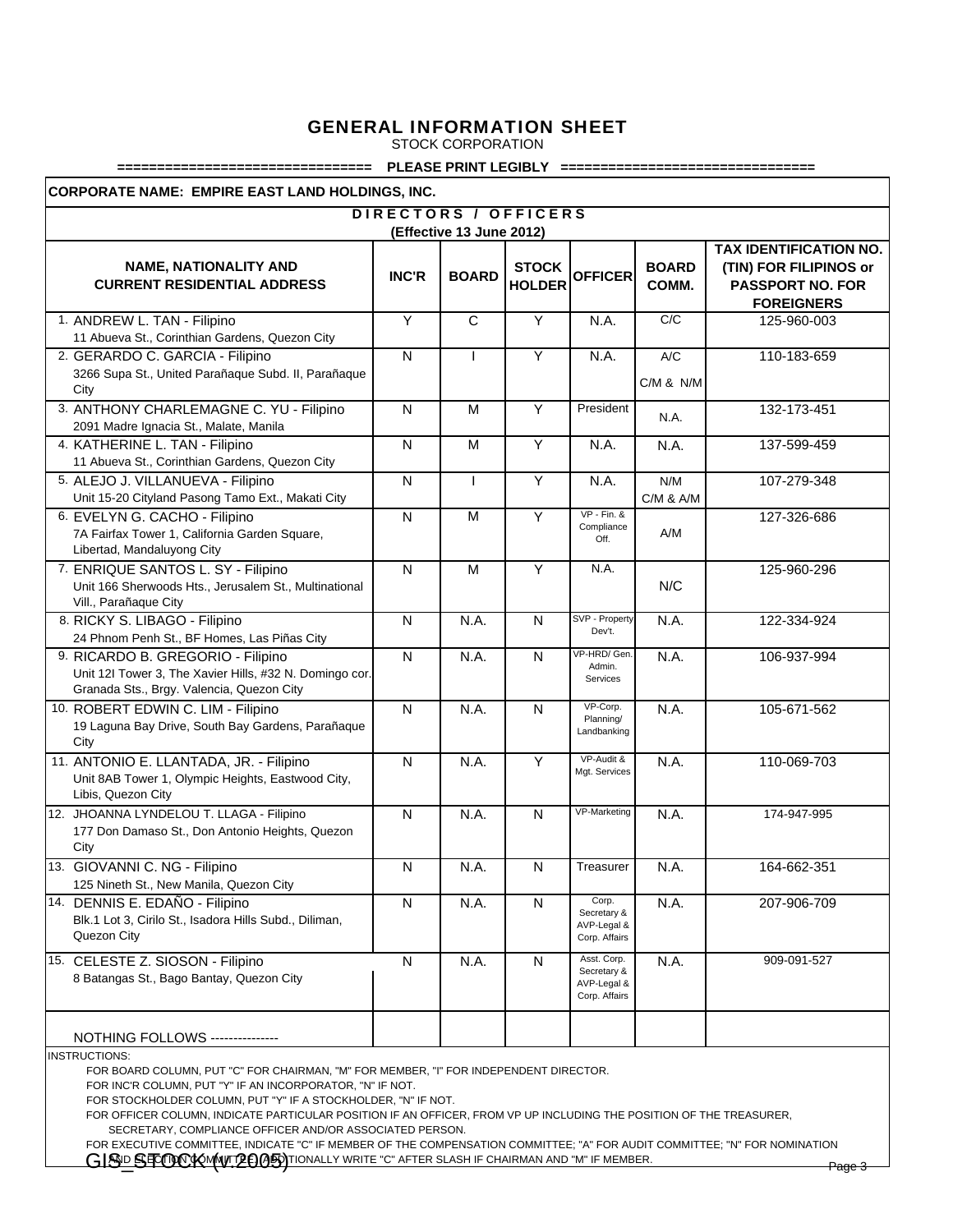# GENERAL INFORMATION SHEET

STOCK CORPORATION

================================ PLEASE PRINT LEGIBLY ================================

**CORPORATE NAME: EMPIRE EAST LAND HOLDINGS, INC.**

## DIRECTORS / OFFICERS

**(Effective 13 June 2012)**

| NAME, NATIONALITY AND CURRENT RESIDENTIAL ADDRESS | INC'R | BOARD | STOCK HOLDER | OFFICER | BOARD COMM. | TAX IDENTIFICATION NO. (TIN) FOR FILIPINOS or PASSPORT NO. FOR FOREIGNERS |
|---|---|---|---|---|---|---|
| 1. ANDREW L. TAN - Filipino<br>11 Abueva St., Corinthian Gardens, Quezon City | Y | C | Y | N.A. | C/C | 125-960-003 |
| 2. GERARDO C. GARCIA - Filipino<br>3266 Supa St., United Parañaque Subd. II, Parañaque City | N | I | Y | N.A. | A/C<br>C/M & N/M | 110-183-659 |
| 3. ANTHONY CHARLEMAGNE C. YU - Filipino<br>2091 Madre Ignacia St., Malate, Manila | N | M | Y | President | N.A. | 132-173-451 |
| 4. KATHERINE L. TAN - Filipino<br>11 Abueva St., Corinthian Gardens, Quezon City | N | M | Y | N.A. | N.A. | 137-599-459 |
| 5. ALEJO J. VILLANUEVA - Filipino<br>Unit 15-20 Cityland Pasong Tamo Ext., Makati City | N | I | Y | N.A. | N/M<br>C/M & A/M | 107-279-348 |
| 6. EVELYN G. CACHO - Filipino<br>7A Fairfax Tower 1, California Garden Square, Libertad, Mandaluyong City | N | M | Y | VP - Fin. & Compliance Off. | A/M | 127-326-686 |
| 7. ENRIQUE SANTOS L. SY - Filipino<br>Unit 166 Sherwoods Hts., Jerusalem St., Multinational Vill., Parañaque City | N | M | Y | N.A. | N/C | 125-960-296 |
| 8. RICKY S. LIBAGO - Filipino<br>24 Phnom Penh St., BF Homes, Las Piñas City | N | N.A. | N | SVP - Property Dev't. | N.A. | 122-334-924 |
| 9. RICARDO B. GREGORIO - Filipino<br>Unit 12I Tower 3, The Xavier Hills, #32 N. Domingo cor. Granada Sts., Brgy. Valencia, Quezon City | N | N.A. | N | VP-HRD/ Gen. Admin. Services | N.A. | 106-937-994 |
| 10. ROBERT EDWIN C. LIM - Filipino<br>19 Laguna Bay Drive, South Bay Gardens, Parañaque City | N | N.A. | N | VP-Corp. Planning/ Landbanking | N.A. | 105-671-562 |
| 11. ANTONIO E. LLANTADA, JR. - Filipino<br>Unit 8AB Tower 1, Olympic Heights, Eastwood City, Libis, Quezon City | N | N.A. | Y | VP-Audit & Mgt. Services | N.A. | 110-069-703 |
| 12. JHOANNA LYNDELOU T. LLAGA - Filipino<br>177 Don Damaso St., Don Antonio Heights, Quezon City | N | N.A. | N | VP-Marketing | N.A. | 174-947-995 |
| 13. GIOVANNI C. NG - Filipino<br>125 Nineth St., New Manila, Quezon City | N | N.A. | N | Treasurer | N.A. | 164-662-351 |
| 14. DENNIS E. EDAÑO - Filipino<br>Blk.1 Lot 3, Cirilo St., Isadora Hills Subd., Diliman, Quezon City | N | N.A. | N | Corp. Secretary & AVP-Legal & Corp. Affairs | N.A. | 207-906-709 |
| 15. CELESTE Z. SIOSON - Filipino<br>8 Batangas St., Bago Bantay, Quezon City | N | N.A. | N | Asst. Corp. Secretary & AVP-Legal & Corp. Affairs | N.A. | 909-091-527 |
| NOTHING FOLLOWS --------------- | | | | | | |

INSTRUCTIONS:

FOR BOARD COLUMN, PUT "C" FOR CHAIRMAN, "M" FOR MEMBER, "I" FOR INDEPENDENT DIRECTOR.

FOR INC'R COLUMN, PUT "Y" IF AN INCORPORATOR, "N" IF NOT.

FOR STOCKHOLDER COLUMN, PUT "Y" IF A STOCKHOLDER, "N" IF NOT.

FOR OFFICER COLUMN, INDICATE PARTICULAR POSITION IF AN OFFICER, FROM VP UP INCLUDING THE POSITION OF THE TREASURER, SECRETARY, COMPLIANCE OFFICER AND/OR ASSOCIATED PERSON.

FOR EXECUTIVE COMMITTEE, INDICATE "C" IF MEMBER OF THE COMPENSATION COMMITTEE; "A" FOR AUDIT COMMITTEE; "N" FOR NOMINATION AND ELECTION COMMITTEE. ADDITIONALLY WRITE "C" AFTER SLASH IF CHAIRMAN AND "M" IF MEMBER.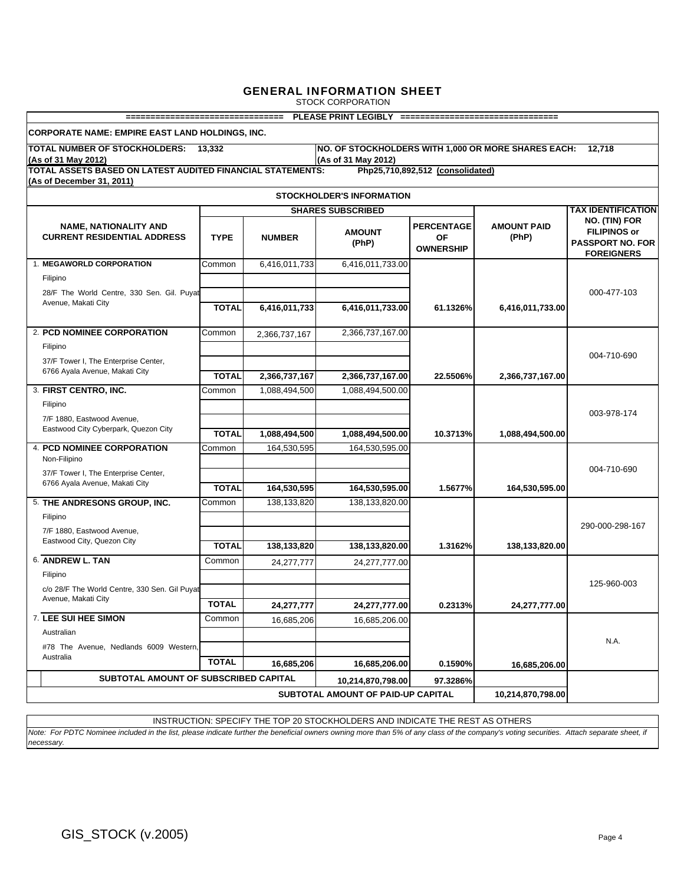# GENERAL INFORMATION SHEET

STOCK CORPORATION

=============================== PLEASE PRINT LEGIBLY ===============================

**CORPORATE NAME: EMPIRE EAST LAND HOLDINGS, INC.**

**TOTAL NUMBER OF STOCKHOLDERS:** 13,332 **(As of 31 May 2012)**

**NO. OF STOCKHOLDERS WITH 1,000 OR MORE SHARES EACH:** 12,718 **(As of 31 May 2012)**

**TOTAL ASSETS BASED ON LATEST AUDITED FINANCIAL STATEMENTS: (As of December 31, 2011)** Php25,710,892,512 (consolidated)

## STOCKHOLDER'S INFORMATION

| NAME, NATIONALITY AND CURRENT RESIDENTIAL ADDRESS | SHARES SUBSCRIBED | | | | AMOUNT PAID (PhP) | TAX IDENTIFICATION NO. (TIN) FOR FILIPINOS or PASSPORT NO. FOR FOREIGNERS |
|---|---|---|---|---|---|---|
| | TYPE | NUMBER | AMOUNT (PhP) | PERCENTAGE OF OWNERSHIP | | |
| 1. **MEGAWORLD CORPORATION**<br>Filipino<br>28/F The World Centre, 330 Sen. Gil. Puyat Avenue, Makati City | Common | 6,416,011,733 | 6,416,011,733.00 | | | 000-477-103 |
| | **TOTAL** | **6,416,011,733** | **6,416,011,733.00** | **61.1326%** | **6,416,011,733.00** | |
| 2. **PCD NOMINEE CORPORATION**<br>Filipino<br>37/F Tower I, The Enterprise Center, 6766 Ayala Avenue, Makati City | Common | 2,366,737,167 | 2,366,737,167.00 | | | 004-710-690 |
| | **TOTAL** | **2,366,737,167** | **2,366,737,167.00** | **22.5506%** | **2,366,737,167.00** | |
| 3. **FIRST CENTRO, INC.**<br>Filipino<br>7/F 1880, Eastwood Avenue, Eastwood City Cyberpark, Quezon City | Common | 1,088,494,500 | 1,088,494,500.00 | | | 003-978-174 |
| | **TOTAL** | **1,088,494,500** | **1,088,494,500.00** | **10.3713%** | **1,088,494,500.00** | |
| 4. **PCD NOMINEE CORPORATION**<br>Non-Filipino<br>37/F Tower I, The Enterprise Center, 6766 Ayala Avenue, Makati City | Common | 164,530,595 | 164,530,595.00 | | | 004-710-690 |
| | **TOTAL** | **164,530,595** | **164,530,595.00** | **1.5677%** | **164,530,595.00** | |
| 5. **THE ANDRESONS GROUP, INC.**<br>Filipino<br>7/F 1880, Eastwood Avenue, Eastwood City, Quezon City | Common | 138,133,820 | 138,133,820.00 | | | 290-000-298-167 |
| | **TOTAL** | **138,133,820** | **138,133,820.00** | **1.3162%** | **138,133,820.00** | |
| 6. **ANDREW L. TAN**<br>Filipino<br>c/o 28/F The World Centre, 330 Sen. Gil Puyat Avenue, Makati City | Common | 24,277,777 | 24,277,777.00 | | | 125-960-003 |
| | **TOTAL** | **24,277,777** | **24,277,777.00** | **0.2313%** | **24,277,777.00** | |
| 7. **LEE SUI HEE SIMON**<br>Australian<br>#78 The Avenue, Nedlands 6009 Western, Australia | Common | 16,685,206 | 16,685,206.00 | | | N.A. |
| | **TOTAL** | **16,685,206** | **16,685,206.00** | **0.1590%** | **16,685,206.00** | |
| **SUBTOTAL AMOUNT OF SUBSCRIBED CAPITAL** | | | **10,214,870,798.00** | **97.3286%** | | |
| **SUBTOTAL AMOUNT OF PAID-UP CAPITAL** | | | | | **10,214,870,798.00** | |

INSTRUCTION: SPECIFY THE TOP 20 STOCKHOLDERS AND INDICATE THE REST AS OTHERS

*Note: For PDTC Nominee included in the list, please indicate further the beneficial owners owning more than 5% of any class of the company's voting securities. Attach separate sheet, if necessary.*

GIS_STOCK (v.2005)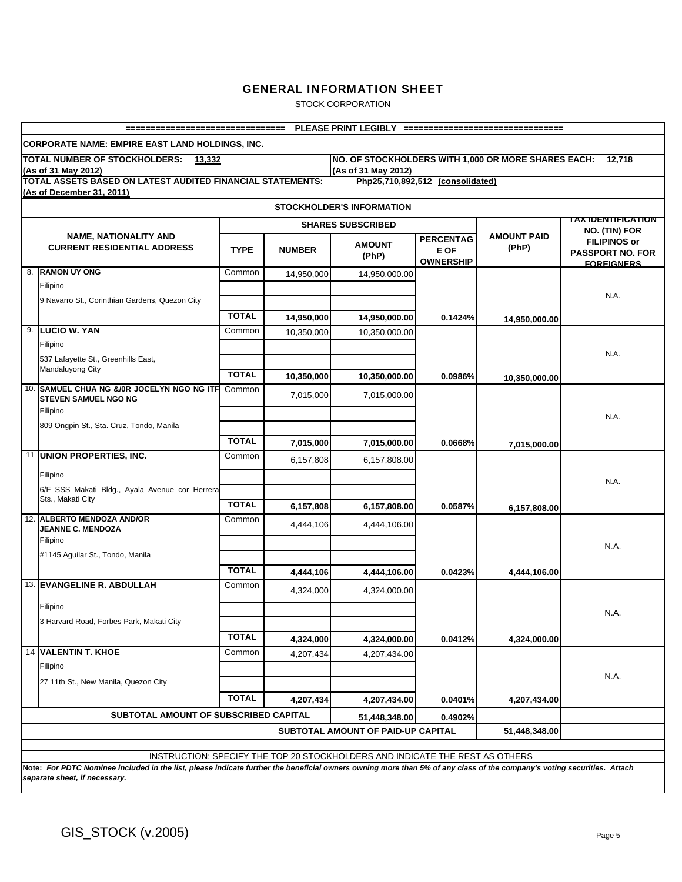# GENERAL INFORMATION SHEET

STOCK CORPORATION

=============================== PLEASE PRINT LEGIBLY ================================

**CORPORATE NAME: EMPIRE EAST LAND HOLDINGS, INC.**

**TOTAL NUMBER OF STOCKHOLDERS: 13,332** (As of 31 May 2012)

**NO. OF STOCKHOLDERS WITH 1,000 OR MORE SHARES EACH: 12,718** (As of 31 May 2012)

**TOTAL ASSETS BASED ON LATEST AUDITED FINANCIAL STATEMENTS:** Php25,710,892,512 (consolidated) (As of December 31, 2011)

**STOCKHOLDER'S INFORMATION**

| NAME, NATIONALITY AND CURRENT RESIDENTIAL ADDRESS | SHARES SUBSCRIBED | | | | AMOUNT PAID (PhP) | TAX IDENTIFICATION NO. (TIN) FOR FILIPINOS or PASSPORT NO. FOR FOREIGNERS |
|---|---|---|---|---|---|---|
| | TYPE | NUMBER | AMOUNT (PhP) | PERCENTAGE OF OWNERSHIP | | |
| 8. **RAMON UY ONG**<br>Filipino<br>9 Navarro St., Corinthian Gardens, Quezon City | Common | 14,950,000 | 14,950,000.00 | | | N.A. |
| | **TOTAL** | **14,950,000** | **14,950,000.00** | **0.1424%** | **14,950,000.00** | |
| 9. **LUCIO W. YAN**<br>Filipino<br>537 Lafayette St., Greenhills East, Mandaluyong City | Common | 10,350,000 | 10,350,000.00 | | | N.A. |
| | **TOTAL** | **10,350,000** | **10,350,000.00** | **0.0986%** | **10,350,000.00** | |
| 10. **SAMUEL CHUA NG &/0R JOCELYN NGO NG ITF STEVEN SAMUEL NGO NG**<br>Filipino<br>809 Ongpin St., Sta. Cruz, Tondo, Manila | Common | 7,015,000 | 7,015,000.00 | | | N.A. |
| | **TOTAL** | **7,015,000** | **7,015,000.00** | **0.0668%** | **7,015,000.00** | |
| 11 **UNION PROPERTIES, INC.**<br>Filipino<br>6/F SSS Makati Bldg., Ayala Avenue cor Herrera Sts., Makati City | Common | 6,157,808 | 6,157,808.00 | | | N.A. |
| | **TOTAL** | **6,157,808** | **6,157,808.00** | **0.0587%** | **6,157,808.00** | |
| 12. **ALBERTO MENDOZA AND/OR JEANNE C. MENDOZA**<br>Filipino<br>#1145 Aguilar St., Tondo, Manila | Common | 4,444,106 | 4,444,106.00 | | | N.A. |
| | **TOTAL** | **4,444,106** | **4,444,106.00** | **0.0423%** | **4,444,106.00** | |
| 13. **EVANGELINE R. ABDULLAH**<br>Filipino<br>3 Harvard Road, Forbes Park, Makati City | Common | 4,324,000 | 4,324,000.00 | | | N.A. |
| | **TOTAL** | **4,324,000** | **4,324,000.00** | **0.0412%** | **4,324,000.00** | |
| 14 **VALENTIN T. KHOE**<br>Filipino<br>27 11th St., New Manila, Quezon City | Common | 4,207,434 | 4,207,434.00 | | | N.A. |
| | **TOTAL** | **4,207,434** | **4,207,434.00** | **0.0401%** | **4,207,434.00** | |
| **SUBTOTAL AMOUNT OF SUBSCRIBED CAPITAL** | | | **51,448,348.00** | **0.4902%** | | |
| **SUBTOTAL AMOUNT OF PAID-UP CAPITAL** | | | | | **51,448,348.00** | |

INSTRUCTION: SPECIFY THE TOP 20 STOCKHOLDERS AND INDICATE THE REST AS OTHERS

**Note:** ***For PDTC Nominee included in the list, please indicate further the beneficial owners owning more than 5% of any class of the company's voting securities. Attach separate sheet, if necessary.***

GIS_STOCK (v.2005)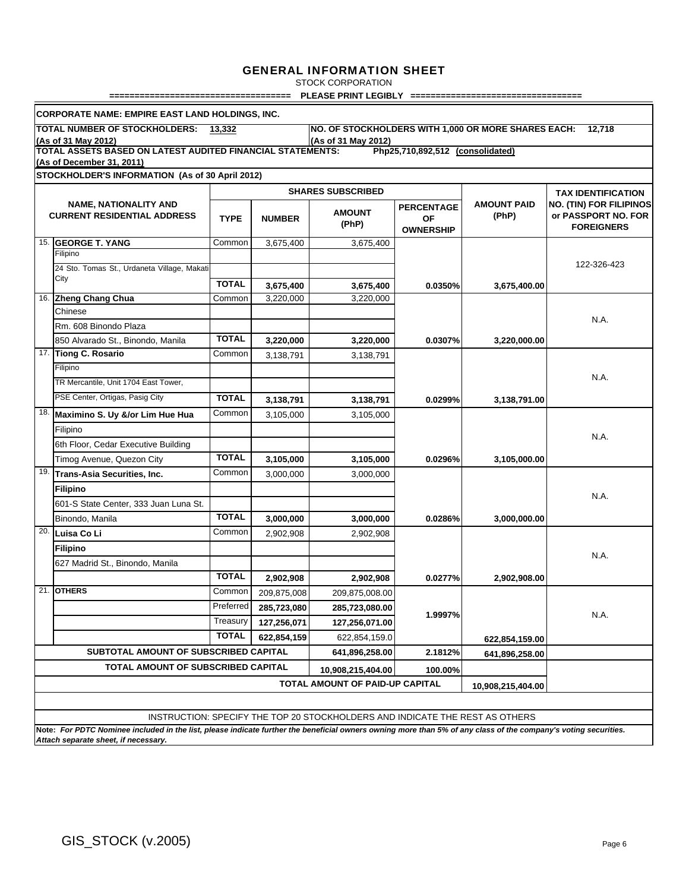# GENERAL INFORMATION SHEET

STOCK CORPORATION

=================================== PLEASE PRINT LEGIBLY =================================

**CORPORATE NAME: EMPIRE EAST LAND HOLDINGS, INC.**

**TOTAL NUMBER OF STOCKHOLDERS:** 13,332 **(As of 31 May 2012)**

**NO. OF STOCKHOLDERS WITH 1,000 OR MORE SHARES EACH:** 12,718 **(As of 31 May 2012)**

**TOTAL ASSETS BASED ON LATEST AUDITED FINANCIAL STATEMENTS:** Php25,710,892,512 (consolidated) **(As of December 31, 2011)**

**STOCKHOLDER'S INFORMATION (As of 30 April 2012)**

| | NAME, NATIONALITY AND CURRENT RESIDENTIAL ADDRESS | SHARES SUBSCRIBED | | | | AMOUNT PAID (PhP) | TAX IDENTIFICATION NO. (TIN) FOR FILIPINOS or PASSPORT NO. FOR FOREIGNERS |
|---|---|---|---|---|---|---|---|
| | | TYPE | NUMBER | AMOUNT (PhP) | PERCENTAGE OF OWNERSHIP | | |
| 15. | **GEORGE T. YANG** | Common | 3,675,400 | 3,675,400 | | | 122-326-423 |
| | Filipino | | | | | | |
| | 24 Sto. Tomas St., Urdaneta Village, Makati City | | | | | | |
| | | **TOTAL** | **3,675,400** | **3,675,400** | **0.0350%** | **3,675,400.00** | |
| 16. | **Zheng Chang Chua** | Common | 3,220,000 | 3,220,000 | | | N.A. |
| | Chinese | | | | | | |
| | Rm. 608 Binondo Plaza | | | | | | |
| | 850 Alvarado St., Binondo, Manila | **TOTAL** | **3,220,000** | **3,220,000** | **0.0307%** | **3,220,000.00** | |
| 17. | **Tiong C. Rosario** | Common | 3,138,791 | 3,138,791 | | | N.A. |
| | Filipino | | | | | | |
| | TR Mercantile, Unit 1704 East Tower, | | | | | | |
| | PSE Center, Ortigas, Pasig City | **TOTAL** | **3,138,791** | **3,138,791** | **0.0299%** | **3,138,791.00** | |
| 18. | **Maximino S. Uy &/or Lim Hue Hua** | Common | 3,105,000 | 3,105,000 | | | N.A. |
| | Filipino | | | | | | |
| | 6th Floor, Cedar Executive Building | | | | | | |
| | Timog Avenue, Quezon City | **TOTAL** | **3,105,000** | **3,105,000** | **0.0296%** | **3,105,000.00** | |
| 19. | **Trans-Asia Securities, Inc.** | Common | 3,000,000 | 3,000,000 | | | N.A. |
| | **Filipino** | | | | | | |
| | 601-S State Center, 333 Juan Luna St. | | | | | | |
| | Binondo, Manila | **TOTAL** | **3,000,000** | **3,000,000** | **0.0286%** | **3,000,000.00** | |
| 20. | **Luisa Co Li** | Common | 2,902,908 | 2,902,908 | | | N.A. |
| | **Filipino** | | | | | | |
| | 627 Madrid St., Binondo, Manila | | | | | | |
| | | **TOTAL** | **2,902,908** | **2,902,908** | **0.0277%** | **2,902,908.00** | |
| 21. | **OTHERS** | Common | 209,875,008 | 209,875,008.00 | | | N.A. |
| | | Preferred | **285,723,080** | **285,723,080.00** | **1.9997%** | | |
| | | Treasury | **127,256,071** | **127,256,071.00** | | | |
| | | **TOTAL** | **622,854,159** | 622,854,159.0 | | **622,854,159.00** | |
| | **SUBTOTAL AMOUNT OF SUBSCRIBED CAPITAL** | | | **641,896,258.00** | **2.1812%** | **641,896,258.00** | |
| | **TOTAL AMOUNT OF SUBSCRIBED CAPITAL** | | | **10,908,215,404.00** | **100.00%** | | |
| | | | | **TOTAL AMOUNT OF PAID-UP CAPITAL** | | **10,908,215,404.00** | |

INSTRUCTION: SPECIFY THE TOP 20 STOCKHOLDERS AND INDICATE THE REST AS OTHERS

**Note:** ***For PDTC Nominee included in the list, please indicate further the beneficial owners owning more than 5% of any class of the company's voting securities. Attach separate sheet, if necessary.***

GIS_STOCK (v.2005)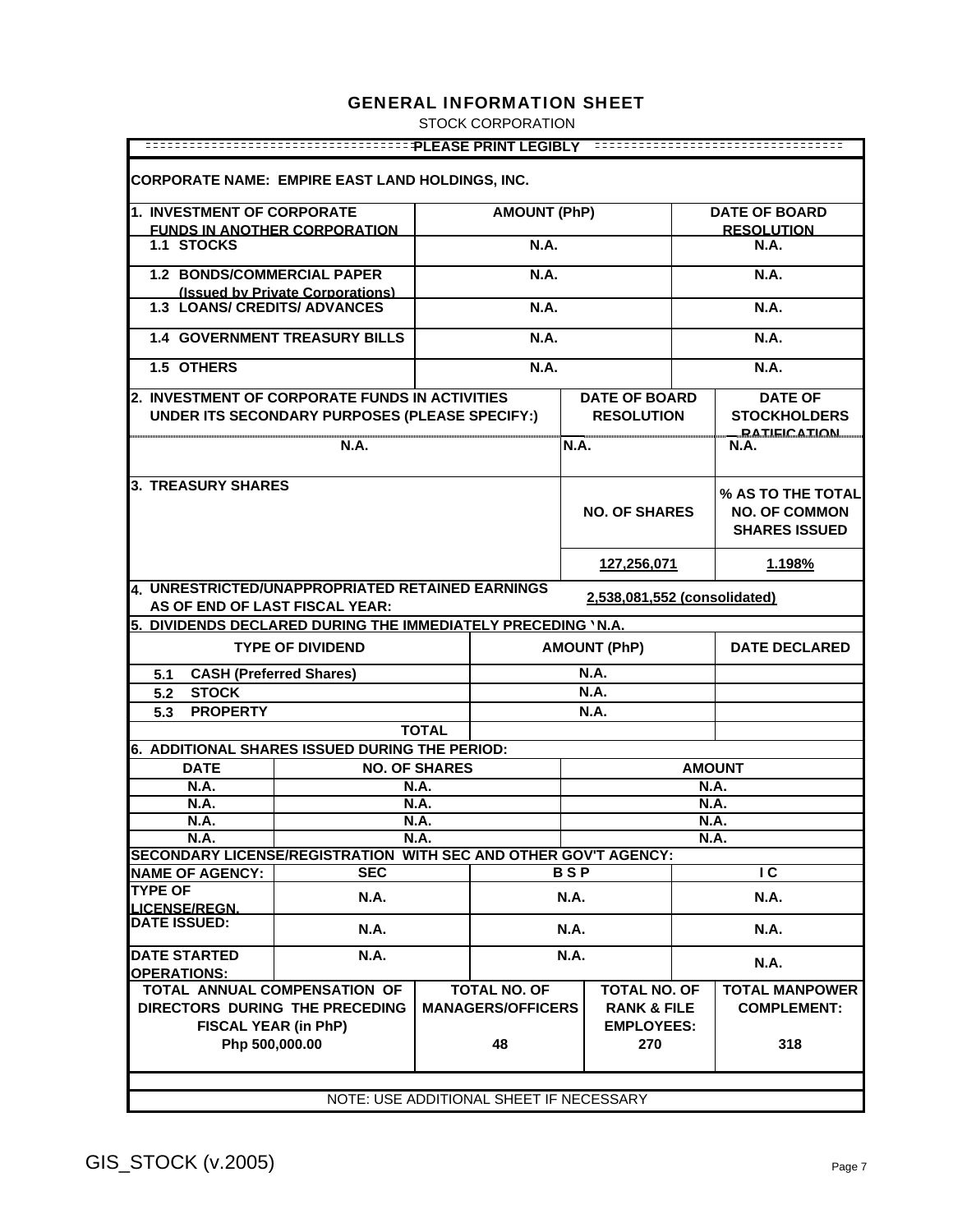# GENERAL INFORMATION SHEET

STOCK CORPORATION

PLEASE PRINT LEGIBLY

**CORPORATE NAME: EMPIRE EAST LAND HOLDINGS, INC.**

| 1. INVESTMENT OF CORPORATE FUNDS IN ANOTHER CORPORATION | AMOUNT (PhP) | DATE OF BOARD RESOLUTION |
|---|---|---|
| 1.1 STOCKS | N.A. | N.A. |
| 1.2 BONDS/COMMERCIAL PAPER (Issued by Private Corporations) | N.A. | N.A. |
| 1.3 LOANS/ CREDITS/ ADVANCES | N.A. | N.A. |
| 1.4 GOVERNMENT TREASURY BILLS | N.A. | N.A. |
| 1.5 OTHERS | N.A. | N.A. |

| 2. INVESTMENT OF CORPORATE FUNDS IN ACTIVITIES UNDER ITS SECONDARY PURPOSES (PLEASE SPECIFY:) | DATE OF BOARD RESOLUTION | DATE OF STOCKHOLDERS RATIFICATION |
|---|---|---|
| N.A. | N.A. | N.A. |

| 3. TREASURY SHARES | NO. OF SHARES | % AS TO THE TOTAL NO. OF COMMON SHARES ISSUED |
|---|---|---|
| | 127,256,071 | 1.198% |

**4. UNRESTRICTED/UNAPPROPRIATED RETAINED EARNINGS AS OF END OF LAST FISCAL YEAR:** 2,538,081,552 (consolidated)

**5. DIVIDENDS DECLARED DURING THE IMMEDIATELY PRECEDING YEAR:** N.A.

| TYPE OF DIVIDEND | AMOUNT (PhP) | DATE DECLARED |
|---|---|---|
| 5.1 CASH (Preferred Shares) | N.A. | |
| 5.2 STOCK | N.A. | |
| 5.3 PROPERTY | N.A. | |
| TOTAL | | |

**6. ADDITIONAL SHARES ISSUED DURING THE PERIOD:**

| DATE | NO. OF SHARES | AMOUNT |
|---|---|---|
| N.A. | N.A. | N.A. |
| N.A. | N.A. | N.A. |
| N.A. | N.A. | N.A. |
| N.A. | N.A. | N.A. |

**SECONDARY LICENSE/REGISTRATION WITH SEC AND OTHER GOV'T AGENCY:**

| NAME OF AGENCY: | SEC | B S P | I C |
|---|---|---|---|
| TYPE OF LICENSE/REGN. | N.A. | N.A. | N.A. |
| DATE ISSUED: | N.A. | N.A. | N.A. |
| DATE STARTED OPERATIONS: | N.A. | N.A. | N.A. |

| TOTAL ANNUAL COMPENSATION OF DIRECTORS DURING THE PRECEDING FISCAL YEAR (in PhP) | TOTAL NO. OF MANAGERS/OFFICERS | TOTAL NO. OF RANK & FILE EMPLOYEES: | TOTAL MANPOWER COMPLEMENT: |
|---|---|---|---|
| Php 500,000.00 | 48 | 270 | 318 |

NOTE: USE ADDITIONAL SHEET IF NECESSARY

GIS_STOCK (v.2005)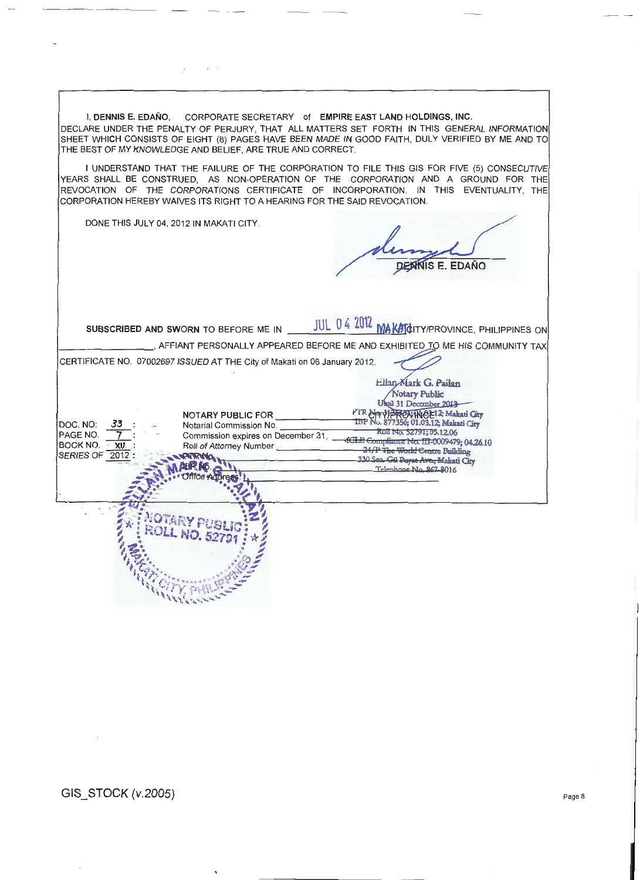I, **DENNIS E. EDAÑO**, CORPORATE SECRETARY of **EMPIRE EAST LAND HOLDINGS, INC.** DECLARE UNDER THE PENALTY OF PERJURY, THAT ALL MATTERS SET FORTH IN THIS GENERAL INFORMATION SHEET WHICH CONSISTS OF EIGHT (8) PAGES HAVE BEEN MADE IN GOOD FAITH, DULY VERIFIED BY ME AND TO THE BEST OF MY KNOWLEDGE AND BELIEF, ARE TRUE AND CORRECT.

I UNDERSTAND THAT THE FAILURE OF THE CORPORATION TO FILE THIS GIS FOR FIVE (5) CONSECUTIVE YEARS SHALL BE CONSTRUED, AS NON-OPERATION OF THE CORPORATION AND A GROUND FOR THE REVOCATION OF THE CORPORATIONS CERTIFICATE OF INCORPORATION. IN THIS EVENTUALITY, THE CORPORATION HEREBY WAIVES ITS RIGHT TO A HEARING FOR THE SAID REVOCATION.

DONE THIS JULY 04, 2012 IN MAKATI CITY.

DENNIS E. EDAÑO

**SUBSCRIBED AND SWORN** TO BEFORE ME IN JUL 04 2012 MAKATI CITY/PROVINCE, PHILIPPINES ON \_\_\_\_\_\_\_\_\_\_, AFFIANT PERSONALLY APPEARED BEFORE ME AND EXHIBITED TO ME HIS COMMUNITY TAX CERTIFICATE NO. 07002697 ISSUED AT THE City of Makati on 06 January 2012.

Ellan Mark G. Pailan
Notary Public
Until 31 December 2013

| | |
|---|---|
| DOC. NO: 33 | NOTARY PUBLIC FOR CITY/PROVINCE |
| PAGE NO. 7 | Notarial Commission No. PTR No. ... 01.12; Makati City |
| BOOK NO. XII | Commission expires on December 31, IBP No. 877356; 01.03.12; Makati City |
| SERIES OF 2012 | Roll of Attorney Number Roll No. 52791; 05.12.06 |
| | PTR No. MCLE Compliance No. III-0009479; 04.26.10 |
| | IBP No. 24/F The World Centre Building |
| | Office Address: 330 Sen. Gil Puyat Ave., Makati City |
| | Telephone No. 867-8016 |

ELLAN MARK G. PAILAN
NOTARY PUBLIC
ROLL NO. 52791
MAKATI CITY, PHILIPPINES

GIS_STOCK (v.2005)